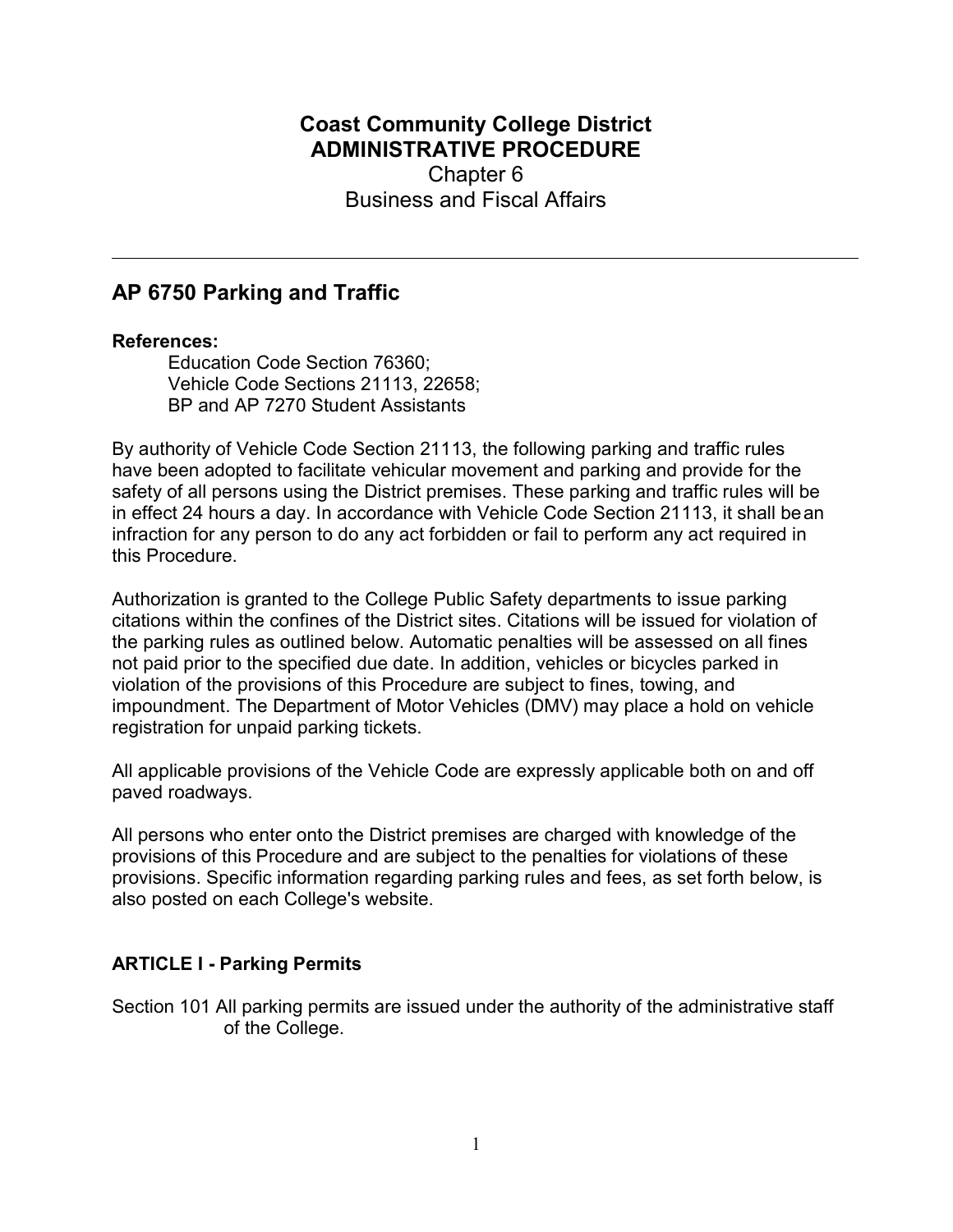# Coast Community College District
# ADMINISTRATIVE PROCEDURE

Chapter 6

Business and Fiscal Affairs

---

## AP 6750 Parking and Traffic

**References:**

Education Code Section 76360;
Vehicle Code Sections 21113, 22658;
BP and AP 7270 Student Assistants

By authority of Vehicle Code Section 21113, the following parking and traffic rules have been adopted to facilitate vehicular movement and parking and provide for the safety of all persons using the District premises. These parking and traffic rules will be in effect 24 hours a day. In accordance with Vehicle Code Section 21113, it shall be an infraction for any person to do any act forbidden or fail to perform any act required in this Procedure.

Authorization is granted to the College Public Safety departments to issue parking citations within the confines of the District sites. Citations will be issued for violation of the parking rules as outlined below. Automatic penalties will be assessed on all fines not paid prior to the specified due date. In addition, vehicles or bicycles parked in violation of the provisions of this Procedure are subject to fines, towing, and impoundment. The Department of Motor Vehicles (DMV) may place a hold on vehicle registration for unpaid parking tickets.

All applicable provisions of the Vehicle Code are expressly applicable both on and off paved roadways.

All persons who enter onto the District premises are charged with knowledge of the provisions of this Procedure and are subject to the penalties for violations of these provisions. Specific information regarding parking rules and fees, as set forth below, is also posted on each College's website.

### ARTICLE I - Parking Permits

Section 101 All parking permits are issued under the authority of the administrative staff of the College.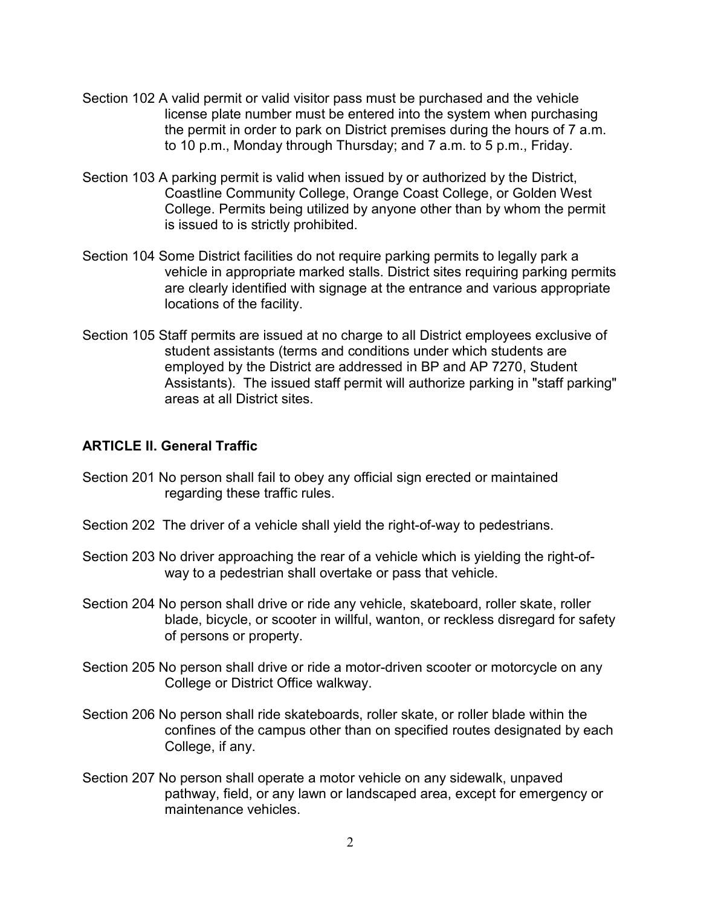Section 102 A valid permit or valid visitor pass must be purchased and the vehicle license plate number must be entered into the system when purchasing the permit in order to park on District premises during the hours of 7 a.m. to 10 p.m., Monday through Thursday; and 7 a.m. to 5 p.m., Friday.

Section 103 A parking permit is valid when issued by or authorized by the District, Coastline Community College, Orange Coast College, or Golden West College. Permits being utilized by anyone other than by whom the permit is issued to is strictly prohibited.

Section 104 Some District facilities do not require parking permits to legally park a vehicle in appropriate marked stalls. District sites requiring parking permits are clearly identified with signage at the entrance and various appropriate locations of the facility.

Section 105 Staff permits are issued at no charge to all District employees exclusive of student assistants (terms and conditions under which students are employed by the District are addressed in BP and AP 7270, Student Assistants). The issued staff permit will authorize parking in "staff parking" areas at all District sites.

## ARTICLE II. General Traffic

Section 201 No person shall fail to obey any official sign erected or maintained regarding these traffic rules.

Section 202 The driver of a vehicle shall yield the right-of-way to pedestrians.

Section 203 No driver approaching the rear of a vehicle which is yielding the right-of-way to a pedestrian shall overtake or pass that vehicle.

Section 204 No person shall drive or ride any vehicle, skateboard, roller skate, roller blade, bicycle, or scooter in willful, wanton, or reckless disregard for safety of persons or property.

Section 205 No person shall drive or ride a motor-driven scooter or motorcycle on any College or District Office walkway.

Section 206 No person shall ride skateboards, roller skate, or roller blade within the confines of the campus other than on specified routes designated by each College, if any.

Section 207 No person shall operate a motor vehicle on any sidewalk, unpaved pathway, field, or any lawn or landscaped area, except for emergency or maintenance vehicles.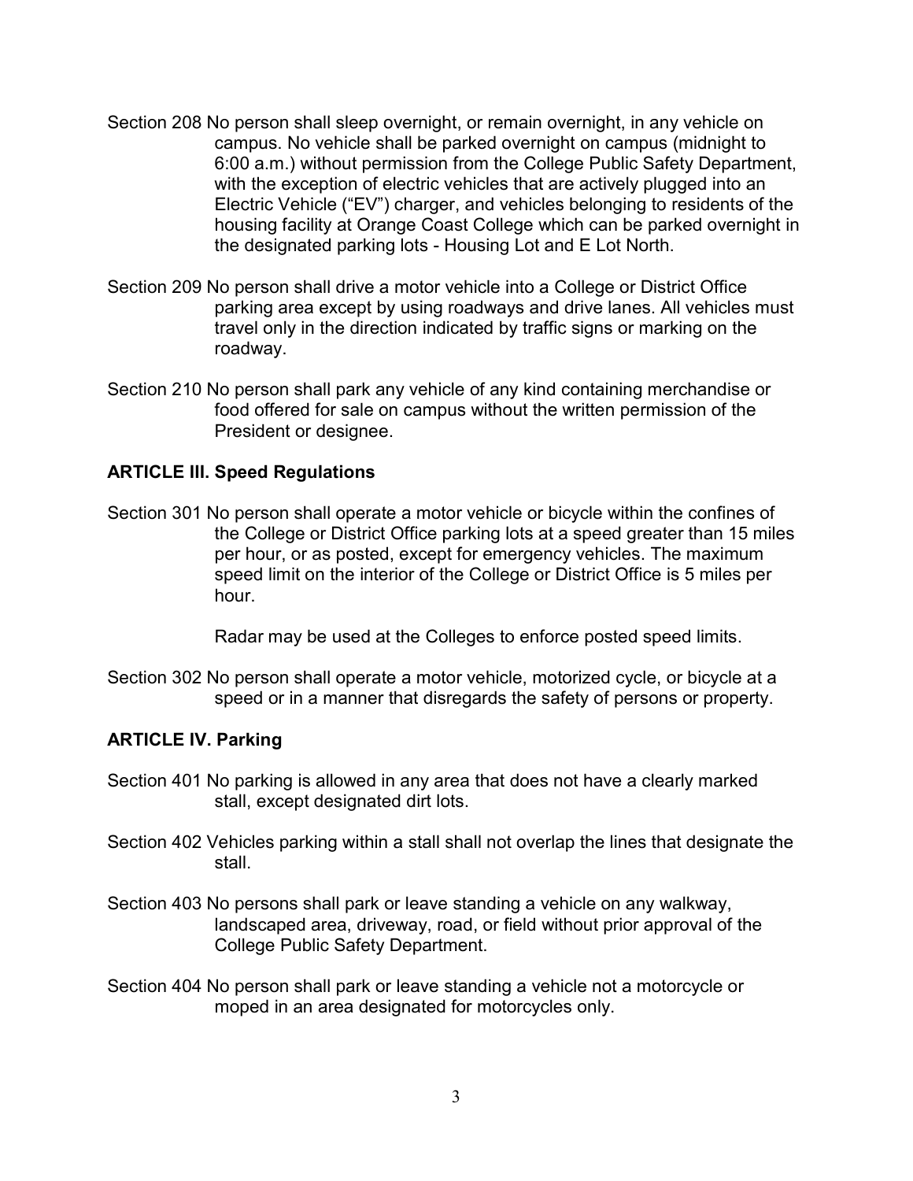Section 208 No person shall sleep overnight, or remain overnight, in any vehicle on campus. No vehicle shall be parked overnight on campus (midnight to 6:00 a.m.) without permission from the College Public Safety Department, with the exception of electric vehicles that are actively plugged into an Electric Vehicle ("EV") charger, and vehicles belonging to residents of the housing facility at Orange Coast College which can be parked overnight in the designated parking lots - Housing Lot and E Lot North.

Section 209 No person shall drive a motor vehicle into a College or District Office parking area except by using roadways and drive lanes. All vehicles must travel only in the direction indicated by traffic signs or marking on the roadway.

Section 210 No person shall park any vehicle of any kind containing merchandise or food offered for sale on campus without the written permission of the President or designee.

**ARTICLE III. Speed Regulations**

Section 301 No person shall operate a motor vehicle or bicycle within the confines of the College or District Office parking lots at a speed greater than 15 miles per hour, or as posted, except for emergency vehicles. The maximum speed limit on the interior of the College or District Office is 5 miles per hour.

Radar may be used at the Colleges to enforce posted speed limits.

Section 302 No person shall operate a motor vehicle, motorized cycle, or bicycle at a speed or in a manner that disregards the safety of persons or property.

**ARTICLE IV. Parking**

Section 401 No parking is allowed in any area that does not have a clearly marked stall, except designated dirt lots.

Section 402 Vehicles parking within a stall shall not overlap the lines that designate the stall.

Section 403 No persons shall park or leave standing a vehicle on any walkway, landscaped area, driveway, road, or field without prior approval of the College Public Safety Department.

Section 404 No person shall park or leave standing a vehicle not a motorcycle or moped in an area designated for motorcycles only.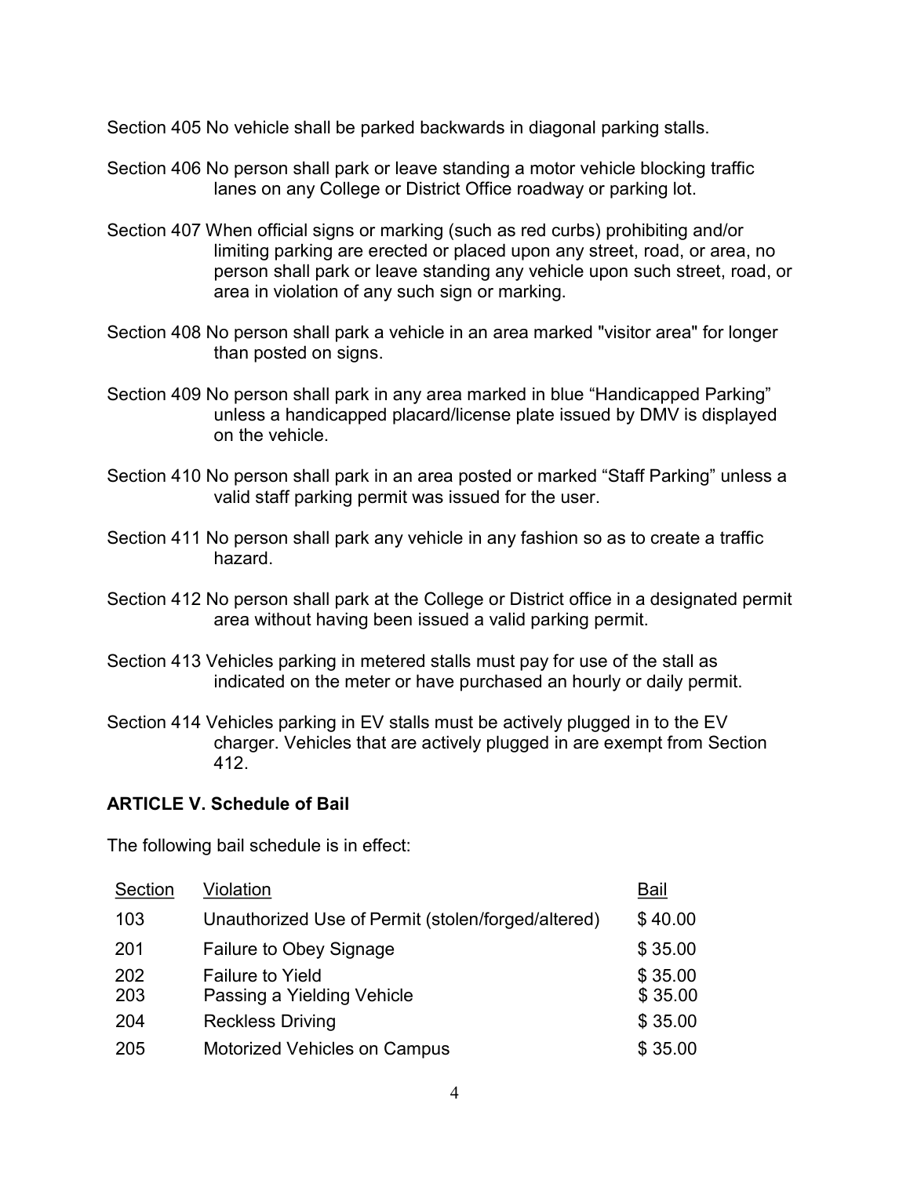Section 405 No vehicle shall be parked backwards in diagonal parking stalls.

Section 406 No person shall park or leave standing a motor vehicle blocking traffic lanes on any College or District Office roadway or parking lot.

Section 407 When official signs or marking (such as red curbs) prohibiting and/or limiting parking are erected or placed upon any street, road, or area, no person shall park or leave standing any vehicle upon such street, road, or area in violation of any such sign or marking.

Section 408 No person shall park a vehicle in an area marked "visitor area" for longer than posted on signs.

Section 409 No person shall park in any area marked in blue “Handicapped Parking” unless a handicapped placard/license plate issued by DMV is displayed on the vehicle.

Section 410 No person shall park in an area posted or marked “Staff Parking” unless a valid staff parking permit was issued for the user.

Section 411 No person shall park any vehicle in any fashion so as to create a traffic hazard.

Section 412 No person shall park at the College or District office in a designated permit area without having been issued a valid parking permit.

Section 413 Vehicles parking in metered stalls must pay for use of the stall as indicated on the meter or have purchased an hourly or daily permit.

Section 414 Vehicles parking in EV stalls must be actively plugged in to the EV charger. Vehicles that are actively plugged in are exempt from Section 412.

### ARTICLE V. Schedule of Bail

The following bail schedule is in effect:

| Section | Violation | Bail |
|---|---|---|
| 103 | Unauthorized Use of Permit (stolen/forged/altered) | $ 40.00 |
| 201 | Failure to Obey Signage | $ 35.00 |
| 202 | Failure to Yield | $ 35.00 |
| 203 | Passing a Yielding Vehicle | $ 35.00 |
| 204 | Reckless Driving | $ 35.00 |
| 205 | Motorized Vehicles on Campus | $ 35.00 |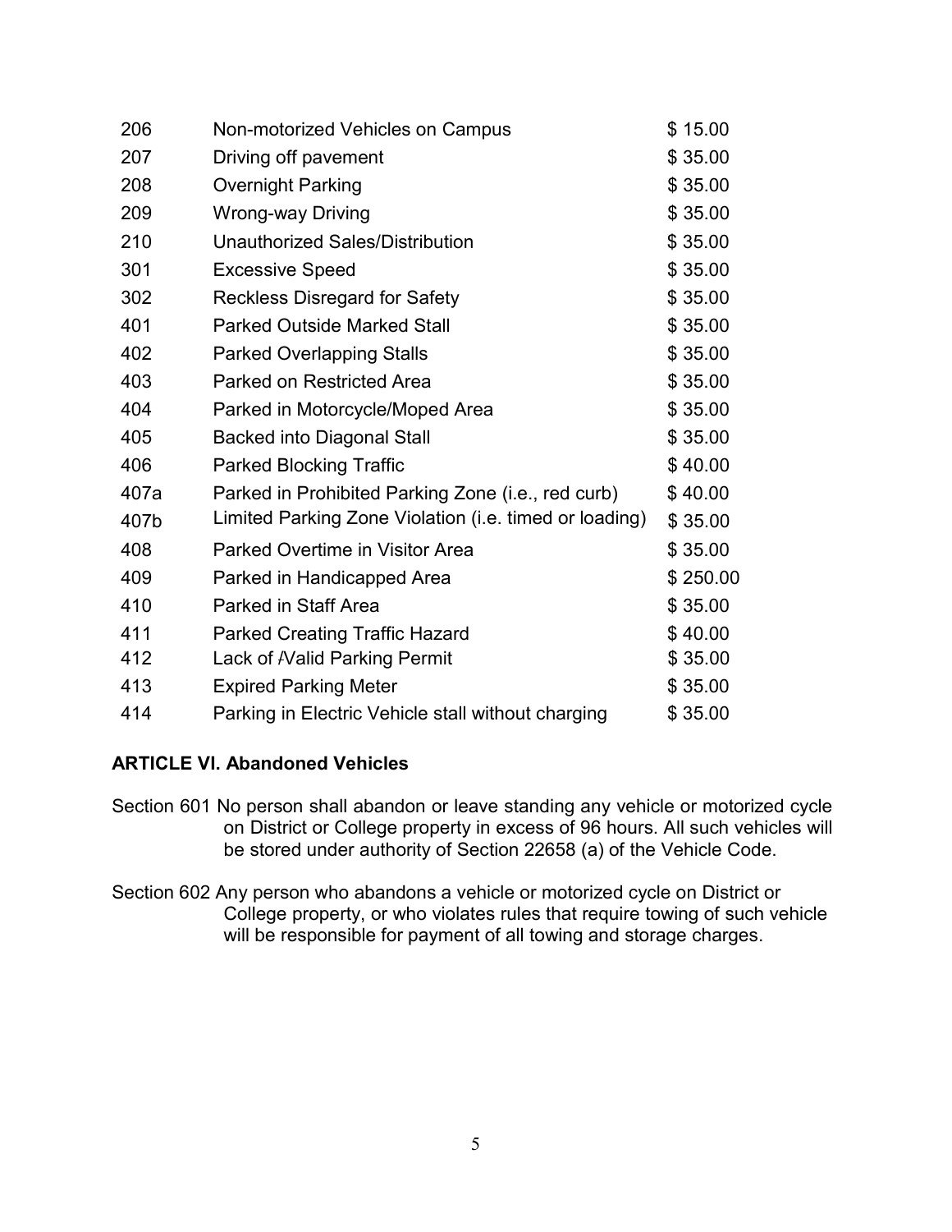| | | |
|---|---|---|
| 206 | Non-motorized Vehicles on Campus | $ 15.00 |
| 207 | Driving off pavement | $ 35.00 |
| 208 | Overnight Parking | $ 35.00 |
| 209 | Wrong-way Driving | $ 35.00 |
| 210 | Unauthorized Sales/Distribution | $ 35.00 |
| 301 | Excessive Speed | $ 35.00 |
| 302 | Reckless Disregard for Safety | $ 35.00 |
| 401 | Parked Outside Marked Stall | $ 35.00 |
| 402 | Parked Overlapping Stalls | $ 35.00 |
| 403 | Parked on Restricted Area | $ 35.00 |
| 404 | Parked in Motorcycle/Moped Area | $ 35.00 |
| 405 | Backed into Diagonal Stall | $ 35.00 |
| 406 | Parked Blocking Traffic | $ 40.00 |
| 407a | Parked in Prohibited Parking Zone (i.e., red curb) | $ 40.00 |
| 407b | Limited Parking Zone Violation (i.e. timed or loading) | $ 35.00 |
| 408 | Parked Overtime in Visitor Area | $ 35.00 |
| 409 | Parked in Handicapped Area | $ 250.00 |
| 410 | Parked in Staff Area | $ 35.00 |
| 411 | Parked Creating Traffic Hazard | $ 40.00 |
| 412 | Lack of /Valid Parking Permit | $ 35.00 |
| 413 | Expired Parking Meter | $ 35.00 |
| 414 | Parking in Electric Vehicle stall without charging | $ 35.00 |

**ARTICLE VI. Abandoned Vehicles**

Section 601 No person shall abandon or leave standing any vehicle or motorized cycle on District or College property in excess of 96 hours. All such vehicles will be stored under authority of Section 22658 (a) of the Vehicle Code.

Section 602 Any person who abandons a vehicle or motorized cycle on District or College property, or who violates rules that require towing of such vehicle will be responsible for payment of all towing and storage charges.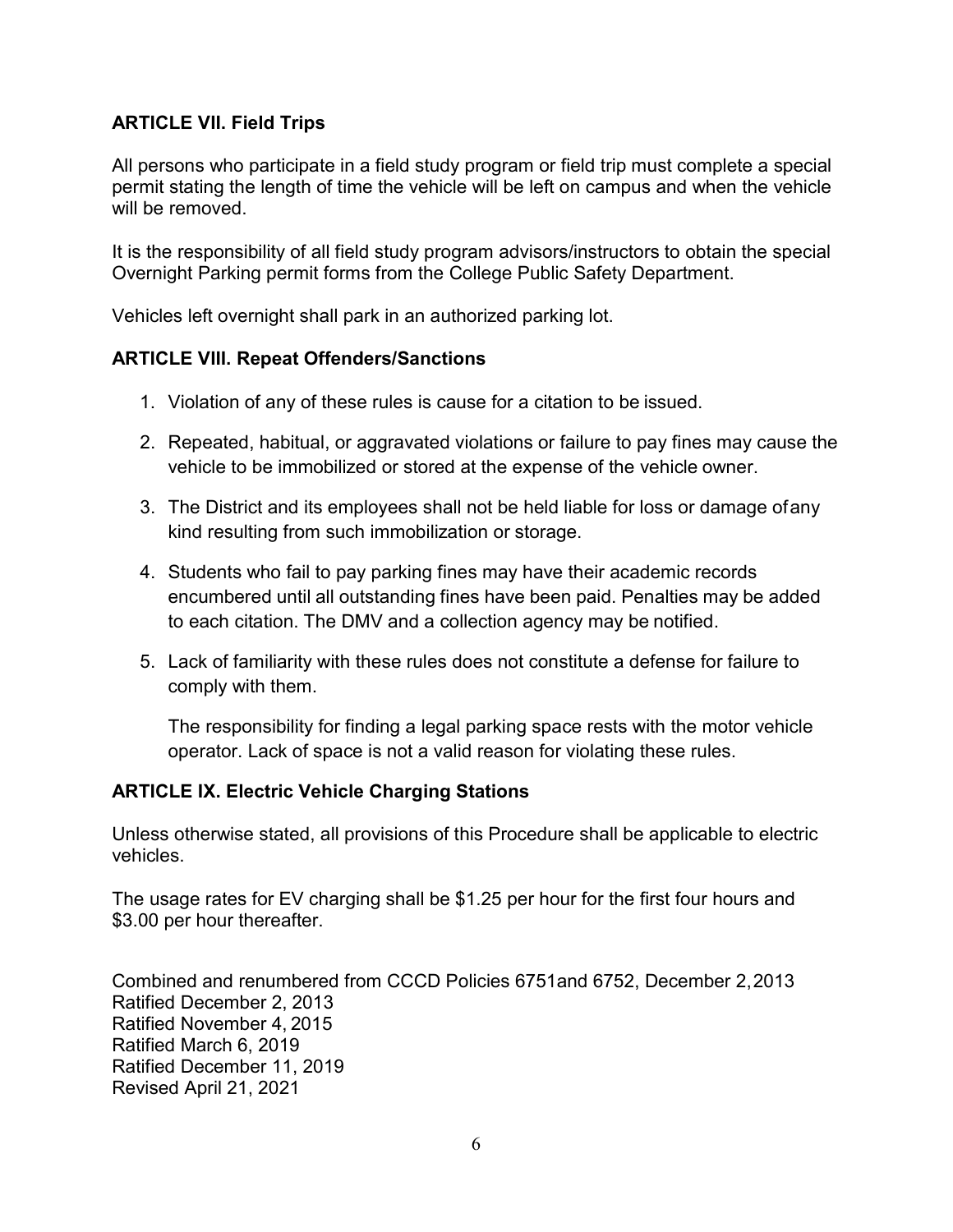### ARTICLE VII. Field Trips

All persons who participate in a field study program or field trip must complete a special permit stating the length of time the vehicle will be left on campus and when the vehicle will be removed.

It is the responsibility of all field study program advisors/instructors to obtain the special Overnight Parking permit forms from the College Public Safety Department.

Vehicles left overnight shall park in an authorized parking lot.

### ARTICLE VIII. Repeat Offenders/Sanctions

1. Violation of any of these rules is cause for a citation to be issued.
2. Repeated, habitual, or aggravated violations or failure to pay fines may cause the vehicle to be immobilized or stored at the expense of the vehicle owner.
3. The District and its employees shall not be held liable for loss or damage of any kind resulting from such immobilization or storage.
4. Students who fail to pay parking fines may have their academic records encumbered until all outstanding fines have been paid. Penalties may be added to each citation. The DMV and a collection agency may be notified.
5. Lack of familiarity with these rules does not constitute a defense for failure to comply with them.

   The responsibility for finding a legal parking space rests with the motor vehicle operator. Lack of space is not a valid reason for violating these rules.

### ARTICLE IX. Electric Vehicle Charging Stations

Unless otherwise stated, all provisions of this Procedure shall be applicable to electric vehicles.

The usage rates for EV charging shall be $1.25 per hour for the first four hours and $3.00 per hour thereafter.

Combined and renumbered from CCCD Policies 6751and 6752, December 2, 2013
Ratified December 2, 2013
Ratified November 4, 2015
Ratified March 6, 2019
Ratified December 11, 2019
Revised April 21, 2021